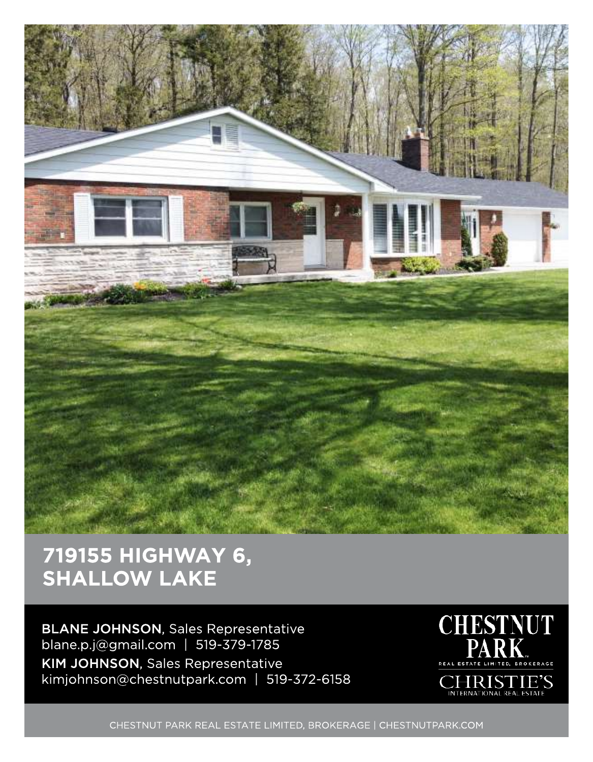# 719155 HIGHWAY 6, SHALLOW LAKE

**BLANE JOHNSON**, Sales Representative
blane.p.j@gmail.com | 519-379-1785

**KIM JOHNSON**, Sales Representative
kimjohnson@chestnutpark.com | 519-372-6158

CHESTNUT PARK
REAL ESTATE LIMITED, BROKERAGE
CHRISTIE'S
INTERNATIONAL REAL ESTATE

CHESTNUT PARK REAL ESTATE LIMITED, BROKERAGE | CHESTNUTPARK.COM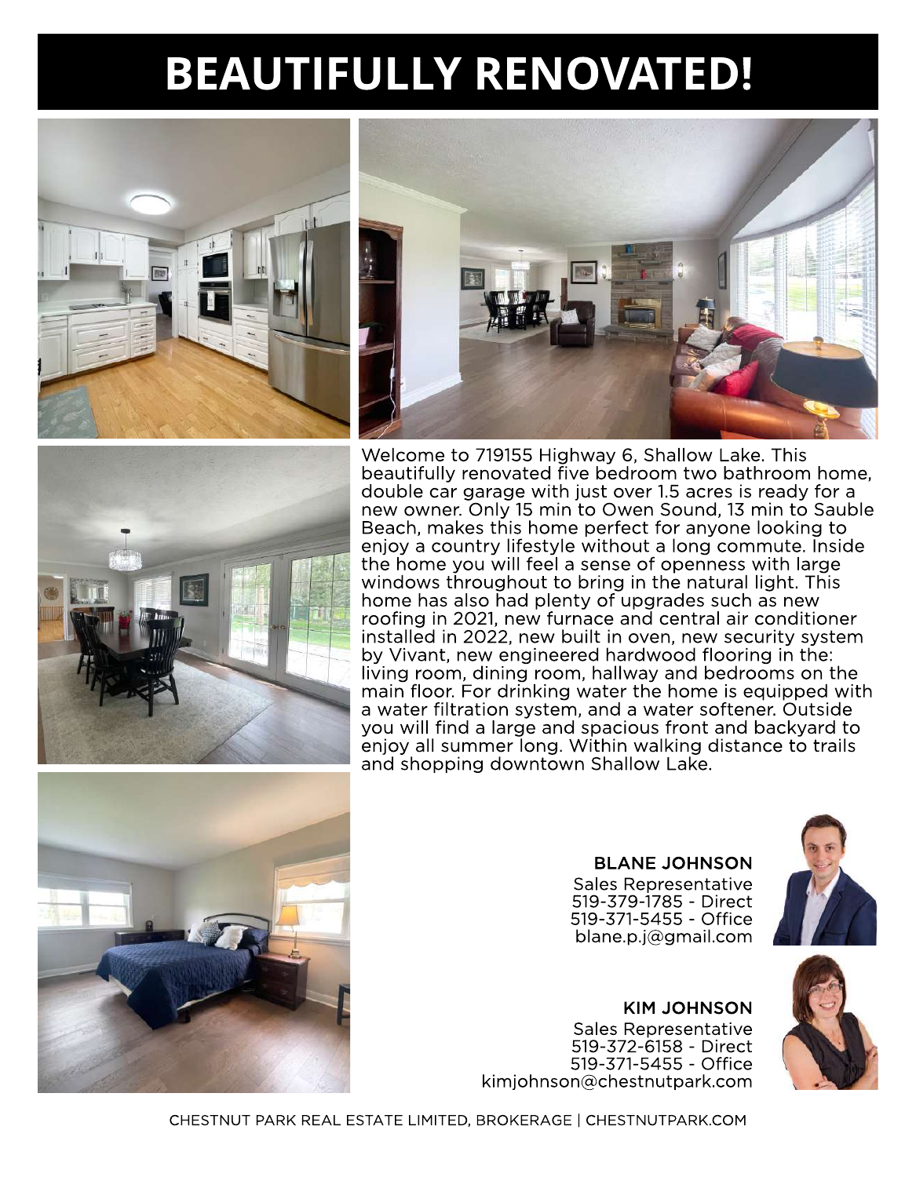# BEAUTIFULLY RENOVATED!

Welcome to 719155 Highway 6, Shallow Lake. This beautifully renovated five bedroom two bathroom home, double car garage with just over 1.5 acres is ready for a new owner. Only 15 min to Owen Sound, 13 min to Sauble Beach, makes this home perfect for anyone looking to enjoy a country lifestyle without a long commute. Inside the home you will feel a sense of openness with large windows throughout to bring in the natural light. This home has also had plenty of upgrades such as new roofing in 2021, new furnace and central air conditioner installed in 2022, new built in oven, new security system by Vivant, new engineered hardwood flooring in the: living room, dining room, hallway and bedrooms on the main floor. For drinking water the home is equipped with a water filtration system, and a water softener. Outside you will find a large and spacious front and backyard to enjoy all summer long. Within walking distance to trails and shopping downtown Shallow Lake.

**BLANE JOHNSON**
Sales Representative
519-379-1785 - Direct
519-371-5455 - Office
blane.p.j@gmail.com

**KIM JOHNSON**
Sales Representative
519-372-6158 - Direct
519-371-5455 - Office
kimjohnson@chestnutpark.com

CHESTNUT PARK REAL ESTATE LIMITED, BROKERAGE | CHESTNUTPARK.COM